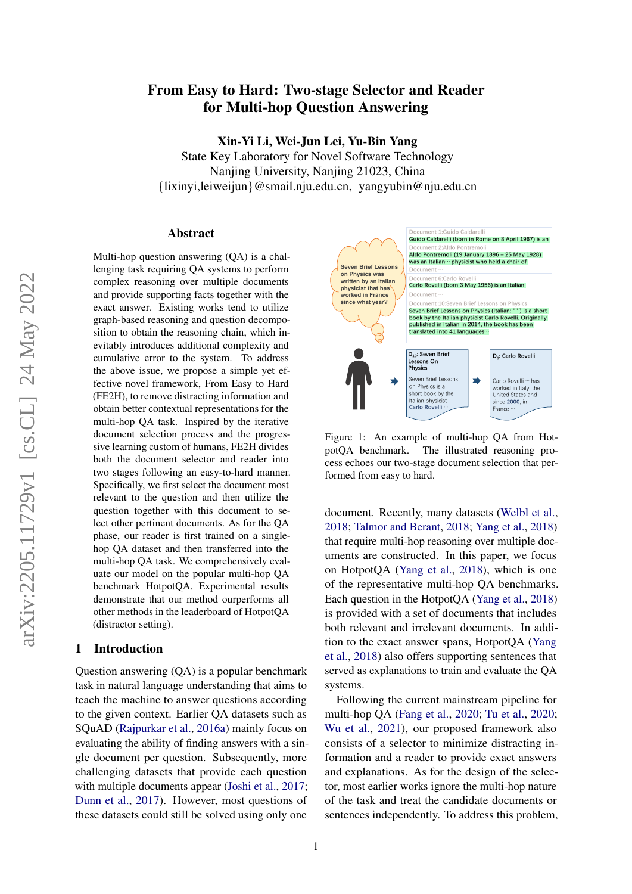# From Easy to Hard: Two-stage Selector and Reader for Multi-hop Question Answering

**Xin-Yi Li, Wei-Jun Lei, Yu-Bin Yang**

State Key Laboratory for Novel Software Technology
Nanjing University, Nanjing 21023, China
{lixinyi,leiweijun}@smail.nju.edu.cn, yangyubin@nju.edu.cn

## Abstract

Multi-hop question answering (QA) is a challenging task requiring QA systems to perform complex reasoning over multiple documents and provide supporting facts together with the exact answer. Existing works tend to utilize graph-based reasoning and question decomposition to obtain the reasoning chain, which inevitably introduces additional complexity and cumulative error to the system. To address the above issue, we propose a simple yet effective novel framework, From Easy to Hard (FE2H), to remove distracting information and obtain better contextual representations for the multi-hop QA task. Inspired by the iterative document selection process and the progressive learning custom of humans, FE2H divides both the document selector and reader into two stages following an easy-to-hard manner. Specifically, we first select the document most relevant to the question and then utilize the question together with this document to select other pertinent documents. As for the QA phase, our reader is first trained on a single-hop QA dataset and then transferred into the multi-hop QA task. We comprehensively evaluate our model on the popular multi-hop QA benchmark HotpotQA. Experimental results demonstrate that our method ourperforms all other methods in the leaderboard of HotpotQA (distractor setting).

## 1 Introduction

Question answering (QA) is a popular benchmark task in natural language understanding that aims to teach the machine to answer questions according to the given context. Earlier QA datasets such as SQuAD (Rajpurkar et al., 2016a) mainly focus on evaluating the ability of finding answers with a single document per question. Subsequently, more challenging datasets that provide each question with multiple documents appear (Joshi et al., 2017; Dunn et al., 2017). However, most questions of these datasets could still be solved using only one document. Recently, many datasets (Welbl et al., 2018; Talmor and Berant, 2018; Yang et al., 2018) that require multi-hop reasoning over multiple documents are constructed. In this paper, we focus on HotpotQA (Yang et al., 2018), which is one of the representative multi-hop QA benchmarks. Each question in the HotpotQA (Yang et al., 2018) is provided with a set of documents that includes both relevant and irrelevant documents. In addition to the exact answer spans, HotpotQA (Yang et al., 2018) also offers supporting sentences that served as explanations to train and evaluate the QA systems.

Figure 1: An example of multi-hop QA from HotpotQA benchmark. The illustrated reasoning process echoes our two-stage document selection that performed from easy to hard.

Following the current mainstream pipeline for multi-hop QA (Fang et al., 2020; Tu et al., 2020; Wu et al., 2021), our proposed framework also consists of a selector to minimize distracting information and a reader to provide exact answers and explanations. As for the design of the selector, most earlier works ignore the multi-hop nature of the task and treat the candidate documents or sentences independently. To address this problem,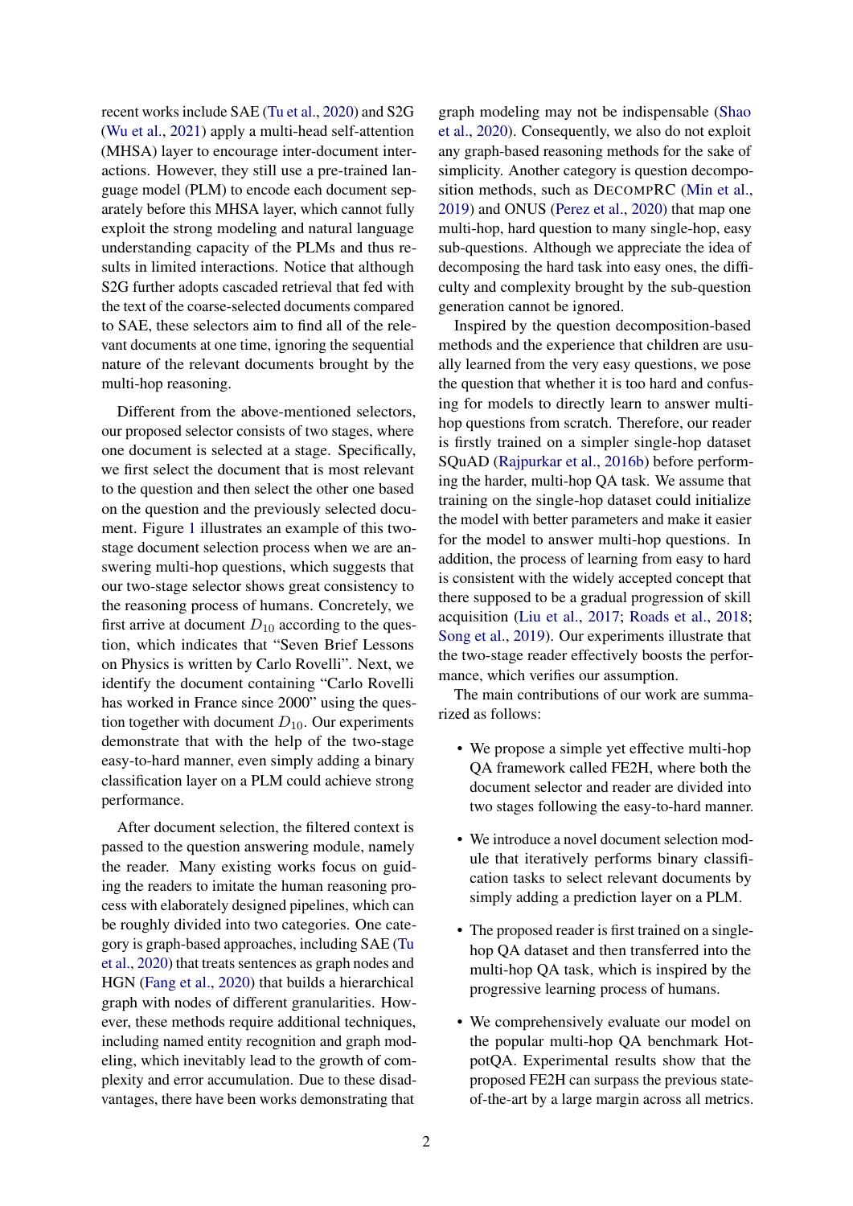recent works include SAE (Tu et al., 2020) and S2G (Wu et al., 2021) apply a multi-head self-attention (MHSA) layer to encourage inter-document interactions. However, they still use a pre-trained language model (PLM) to encode each document separately before this MHSA layer, which cannot fully exploit the strong modeling and natural language understanding capacity of the PLMs and thus results in limited interactions. Notice that although S2G further adopts cascaded retrieval that fed with the text of the coarse-selected documents compared to SAE, these selectors aim to find all of the relevant documents at one time, ignoring the sequential nature of the relevant documents brought by the multi-hop reasoning.

Different from the above-mentioned selectors, our proposed selector consists of two stages, where one document is selected at a stage. Specifically, we first select the document that is most relevant to the question and then select the other one based on the question and the previously selected document. Figure 1 illustrates an example of this two-stage document selection process when we are answering multi-hop questions, which suggests that our two-stage selector shows great consistency to the reasoning process of humans. Concretely, we first arrive at document $D_{10}$ according to the question, which indicates that "Seven Brief Lessons on Physics is written by Carlo Rovelli". Next, we identify the document containing "Carlo Rovelli has worked in France since 2000" using the question together with document $D_{10}$. Our experiments demonstrate that with the help of the two-stage easy-to-hard manner, even simply adding a binary classification layer on a PLM could achieve strong performance.

After document selection, the filtered context is passed to the question answering module, namely the reader. Many existing works focus on guiding the readers to imitate the human reasoning process with elaborately designed pipelines, which can be roughly divided into two categories. One category is graph-based approaches, including SAE (Tu et al., 2020) that treats sentences as graph nodes and HGN (Fang et al., 2020) that builds a hierarchical graph with nodes of different granularities. However, these methods require additional techniques, including named entity recognition and graph modeling, which inevitably lead to the growth of complexity and error accumulation. Due to these disadvantages, there have been works demonstrating that graph modeling may not be indispensable (Shao et al., 2020). Consequently, we also do not exploit any graph-based reasoning methods for the sake of simplicity. Another category is question decomposition methods, such as DecompRC (Min et al., 2019) and ONUS (Perez et al., 2020) that map one multi-hop, hard question to many single-hop, easy sub-questions. Although we appreciate the idea of decomposing the hard task into easy ones, the difficulty and complexity brought by the sub-question generation cannot be ignored.

Inspired by the question decomposition-based methods and the experience that children are usually learned from the very easy questions, we pose the question that whether it is too hard and confusing for models to directly learn to answer multi-hop questions from scratch. Therefore, our reader is firstly trained on a simpler single-hop dataset SQuAD (Rajpurkar et al., 2016b) before performing the harder, multi-hop QA task. We assume that training on the single-hop dataset could initialize the model with better parameters and make it easier for the model to answer multi-hop questions. In addition, the process of learning from easy to hard is consistent with the widely accepted concept that there supposed to be a gradual progression of skill acquisition (Liu et al., 2017; Roads et al., 2018; Song et al., 2019). Our experiments illustrate that the two-stage reader effectively boosts the performance, which verifies our assumption.

The main contributions of our work are summarized as follows:

- We propose a simple yet effective multi-hop QA framework called FE2H, where both the document selector and reader are divided into two stages following the easy-to-hard manner.
- We introduce a novel document selection module that iteratively performs binary classification tasks to select relevant documents by simply adding a prediction layer on a PLM.
- The proposed reader is first trained on a single-hop QA dataset and then transferred into the multi-hop QA task, which is inspired by the progressive learning process of humans.
- We comprehensively evaluate our model on the popular multi-hop QA benchmark HotpotQA. Experimental results show that the proposed FE2H can surpass the previous state-of-the-art by a large margin across all metrics.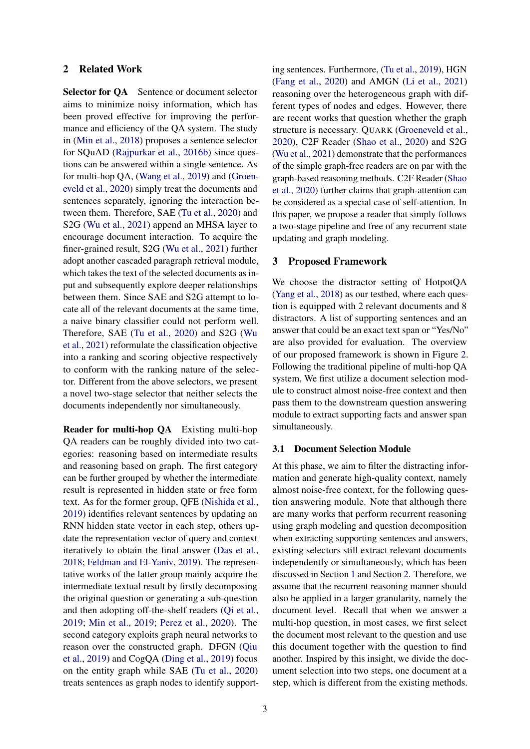## 2 Related Work

**Selector for QA** Sentence or document selector aims to minimize noisy information, which has been proved effective for improving the performance and efficiency of the QA system. The study in (Min et al., 2018) proposes a sentence selector for SQuAD (Rajpurkar et al., 2016b) since questions can be answered within a single sentence. As for multi-hop QA, (Wang et al., 2019) and (Groeneveld et al., 2020) simply treat the documents and sentences separately, ignoring the interaction between them. Therefore, SAE (Tu et al., 2020) and S2G (Wu et al., 2021) append an MHSA layer to encourage document interaction. To acquire the finer-grained result, S2G (Wu et al., 2021) further adopt another cascaded paragraph retrieval module, which takes the text of the selected documents as input and subsequently explore deeper relationships between them. Since SAE and S2G attempt to locate all of the relevant documents at the same time, a naive binary classifier could not perform well. Therefore, SAE (Tu et al., 2020) and S2G (Wu et al., 2021) reformulate the classification objective into a ranking and scoring objective respectively to conform with the ranking nature of the selector. Different from the above selectors, we present a novel two-stage selector that neither selects the documents independently nor simultaneously.

**Reader for multi-hop QA** Existing multi-hop QA readers can be roughly divided into two categories: reasoning based on intermediate results and reasoning based on graph. The first category can be further grouped by whether the intermediate result is represented in hidden state or free form text. As for the former group, QFE (Nishida et al., 2019) identifies relevant sentences by updating an RNN hidden state vector in each step, others update the representation vector of query and context iteratively to obtain the final answer (Das et al., 2018; Feldman and El-Yaniv, 2019). The representative works of the latter group mainly acquire the intermediate textual result by firstly decomposing the original question or generating a sub-question and then adopting off-the-shelf readers (Qi et al., 2019; Min et al., 2019; Perez et al., 2020). The second category exploits graph neural networks to reason over the constructed graph. DFGN (Qiu et al., 2019) and CogQA (Ding et al., 2019) focus on the entity graph while SAE (Tu et al., 2020) treats sentences as graph nodes to identify supporting sentences. Furthermore, (Tu et al., 2019), HGN (Fang et al., 2020) and AMGN (Li et al., 2021) reasoning over the heterogeneous graph with different types of nodes and edges. However, there are recent works that question whether the graph structure is necessary. QUARK (Groeneveld et al., 2020), C2F Reader (Shao et al., 2020) and S2G (Wu et al., 2021) demonstrate that the performances of the simple graph-free readers are on par with the graph-based reasoning methods. C2F Reader (Shao et al., 2020) further claims that graph-attention can be considered as a special case of self-attention. In this paper, we propose a reader that simply follows a two-stage pipeline and free of any recurrent state updating and graph modeling.

## 3 Proposed Framework

We choose the distractor setting of HotpotQA (Yang et al., 2018) as our testbed, where each question is equipped with 2 relevant documents and 8 distractors. A list of supporting sentences and an answer that could be an exact text span or "Yes/No" are also provided for evaluation. The overview of our proposed framework is shown in Figure 2. Following the traditional pipeline of multi-hop QA system, We first utilize a document selection module to construct almost noise-free context and then pass them to the downstream question answering module to extract supporting facts and answer span simultaneously.

### 3.1 Document Selection Module

At this phase, we aim to filter the distracting information and generate high-quality context, namely almost noise-free context, for the following question answering module. Note that although there are many works that perform recurrent reasoning using graph modeling and question decomposition when extracting supporting sentences and answers, existing selectors still extract relevant documents independently or simultaneously, which has been discussed in Section 1 and Section 2. Therefore, we assume that the recurrent reasoning manner should also be applied in a larger granularity, namely the document level. Recall that when we answer a multi-hop question, in most cases, we first select the document most relevant to the question and use this document together with the question to find another. Inspired by this insight, we divide the document selection into two steps, one document at a step, which is different from the existing methods.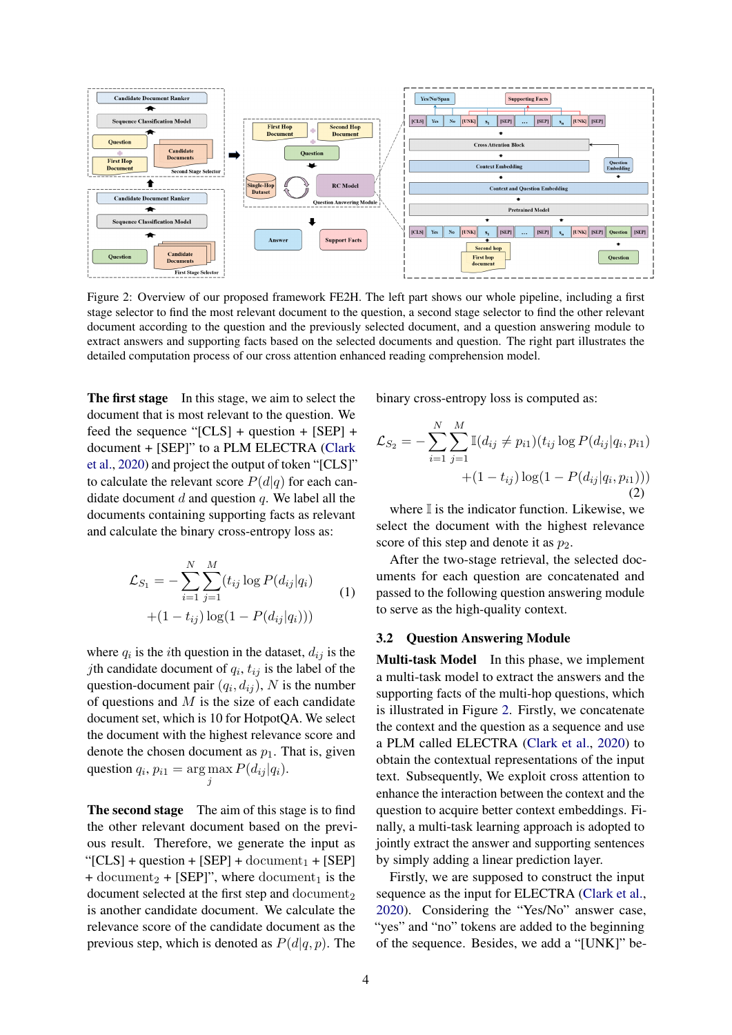Figure 2: Overview of our proposed framework FE2H. The left part shows our whole pipeline, including a first stage selector to find the most relevant document to the question, a second stage selector to find the other relevant document according to the question and the previously selected document, and a question answering module to extract answers and supporting facts based on the selected documents and question. The right part illustrates the detailed computation process of our cross attention enhanced reading comprehension model.

**The first stage** In this stage, we aim to select the document that is most relevant to the question. We feed the sequence "[CLS] + question + [SEP] + document + [SEP]" to a PLM ELECTRA (Clark et al., 2020) and project the output of token "[CLS]" to calculate the relevant score $P(d|q)$ for each candidate document $d$ and question $q$. We label all the documents containing supporting facts as relevant and calculate the binary cross-entropy loss as:

$$\mathcal{L}_{S_1} = -\sum_{i=1}^{N}\sum_{j=1}^{M}(t_{ij}\log P(d_{ij}|q_i) + (1-t_{ij})\log(1-P(d_{ij}|q_i))) \quad (1)$$

where $q_i$ is the $i$th question in the dataset, $d_{ij}$ is the $j$th candidate document of $q_i$, $t_{ij}$ is the label of the question-document pair $(q_i, d_{ij})$, $N$ is the number of questions and $M$ is the size of each candidate document set, which is 10 for HotpotQA. We select the document with the highest relevance score and denote the chosen document as $p_1$. That is, given question $q_i$, $p_{i1} = \arg\max_j P(d_{ij}|q_i)$.

**The second stage** The aim of this stage is to find the other relevant document based on the previous result. Therefore, we generate the input as "[CLS] + question + [SEP] + $\text{document}_1$ + [SEP] + $\text{document}_2$ + [SEP]", where $\text{document}_1$ is the document selected at the first step and $\text{document}_2$ is another candidate document. We calculate the relevance score of the candidate document as the previous step, which is denoted as $P(d|q,p)$. The binary cross-entropy loss is computed as:

$$\mathcal{L}_{S_2} = -\sum_{i=1}^{N}\sum_{j=1}^{M}\mathbb{I}(d_{ij} \neq p_{i1})(t_{ij}\log P(d_{ij}|q_i,p_{i1}) + (1-t_{ij})\log(1-P(d_{ij}|q_i,p_{i1}))) \quad (2)$$

where $\mathbb{I}$ is the indicator function. Likewise, we select the document with the highest relevance score of this step and denote it as $p_2$.

After the two-stage retrieval, the selected documents for each question are concatenated and passed to the following question answering module to serve as the high-quality context.

## 3.2 Question Answering Module

**Multi-task Model** In this phase, we implement a multi-task model to extract the answers and the supporting facts of the multi-hop questions, which is illustrated in Figure 2. Firstly, we concatenate the context and the question as a sequence and use a PLM called ELECTRA (Clark et al., 2020) to obtain the contextual representations of the input text. Subsequently, We exploit cross attention to enhance the interaction between the context and the question to acquire better context embeddings. Finally, a multi-task learning approach is adopted to jointly extract the answer and supporting sentences by simply adding a linear prediction layer.

Firstly, we are supposed to construct the input sequence as the input for ELECTRA (Clark et al., 2020). Considering the "Yes/No" answer case, "yes" and "no" tokens are added to the beginning of the sequence. Besides, we add a "[UNK]" be-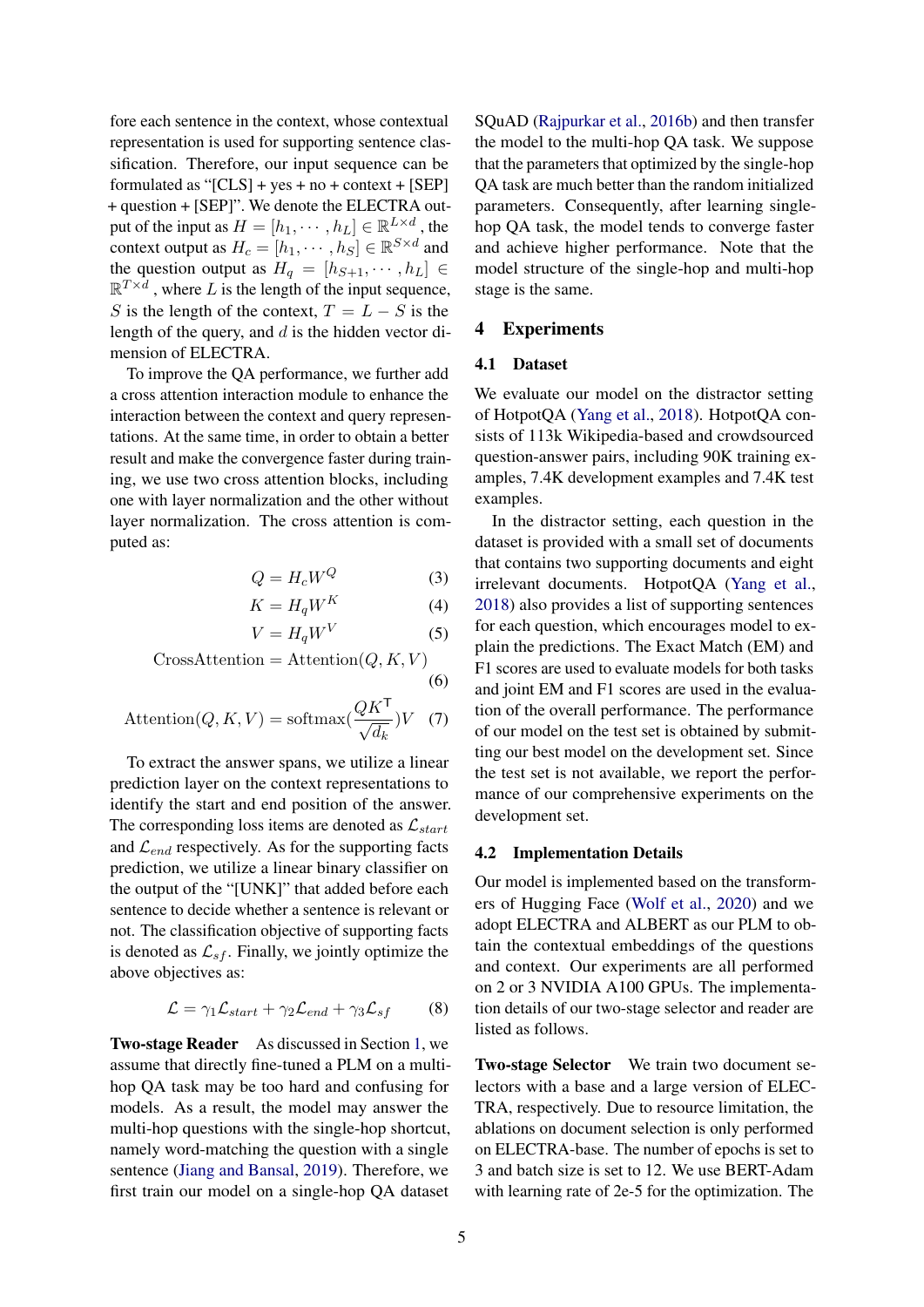fore each sentence in the context, whose contextual representation is used for supporting sentence classification. Therefore, our input sequence can be formulated as "[CLS] + yes + no + context + [SEP] + question + [SEP]". We denote the ELECTRA output of the input as $H = [h_1, \cdots, h_L] \in \mathbb{R}^{L \times d}$, the context output as $H_c = [h_1, \cdots, h_S] \in \mathbb{R}^{S \times d}$ and the question output as $H_q = [h_{S+1}, \cdots, h_L] \in \mathbb{R}^{T \times d}$, where $L$ is the length of the input sequence, $S$ is the length of the context, $T = L - S$ is the length of the query, and $d$ is the hidden vector dimension of ELECTRA.

To improve the QA performance, we further add a cross attention interaction module to enhance the interaction between the context and query representations. At the same time, in order to obtain a better result and make the convergence faster during training, we use two cross attention blocks, including one with layer normalization and the other without layer normalization. The cross attention is computed as:

$$Q = H_c W^Q \tag{3}$$

$$K = H_q W^K \tag{4}$$

$$V = H_q W^V \tag{5}$$

$$\text{CrossAttention} = \text{Attention}(Q, K, V) \tag{6}$$

$$\text{Attention}(Q, K, V) = \text{softmax}(\frac{QK^{\mathsf{T}}}{\sqrt{d_k}})V \tag{7}$$

To extract the answer spans, we utilize a linear prediction layer on the context representations to identify the start and end position of the answer. The corresponding loss items are denoted as $\mathcal{L}_{start}$ and $\mathcal{L}_{end}$ respectively. As for the supporting facts prediction, we utilize a linear binary classifier on the output of the "[UNK]" that added before each sentence to decide whether a sentence is relevant or not. The classification objective of supporting facts is denoted as $\mathcal{L}_{sf}$. Finally, we jointly optimize the above objectives as:

$$\mathcal{L} = \gamma_1 \mathcal{L}_{start} + \gamma_2 \mathcal{L}_{end} + \gamma_3 \mathcal{L}_{sf} \tag{8}$$

**Two-stage Reader** As discussed in Section 1, we assume that directly fine-tuned a PLM on a multi-hop QA task may be too hard and confusing for models. As a result, the model may answer the multi-hop questions with the single-hop shortcut, namely word-matching the question with a single sentence (Jiang and Bansal, 2019). Therefore, we first train our model on a single-hop QA dataset SQuAD (Rajpurkar et al., 2016b) and then transfer the model to the multi-hop QA task. We suppose that the parameters that optimized by the single-hop QA task are much better than the random initialized parameters. Consequently, after learning single-hop QA task, the model tends to converge faster and achieve higher performance. Note that the model structure of the single-hop and multi-hop stage is the same.

## 4 Experiments

### 4.1 Dataset

We evaluate our model on the distractor setting of HotpotQA (Yang et al., 2018). HotpotQA consists of 113k Wikipedia-based and crowdsourced question-answer pairs, including 90K training examples, 7.4K development examples and 7.4K test examples.

In the distractor setting, each question in the dataset is provided with a small set of documents that contains two supporting documents and eight irrelevant documents. HotpotQA (Yang et al., 2018) also provides a list of supporting sentences for each question, which encourages model to explain the predictions. The Exact Match (EM) and F1 scores are used to evaluate models for both tasks and joint EM and F1 scores are used in the evaluation of the overall performance. The performance of our model on the test set is obtained by submitting our best model on the development set. Since the test set is not available, we report the performance of our comprehensive experiments on the development set.

### 4.2 Implementation Details

Our model is implemented based on the transformers of Hugging Face (Wolf et al., 2020) and we adopt ELECTRA and ALBERT as our PLM to obtain the contextual embeddings of the questions and context. Our experiments are all performed on 2 or 3 NVIDIA A100 GPUs. The implementation details of our two-stage selector and reader are listed as follows.

**Two-stage Selector** We train two document selectors with a base and a large version of ELECTRA, respectively. Due to resource limitation, the ablations on document selection is only performed on ELECTRA-base. The number of epochs is set to 3 and batch size is set to 12. We use BERT-Adam with learning rate of 2e-5 for the optimization. The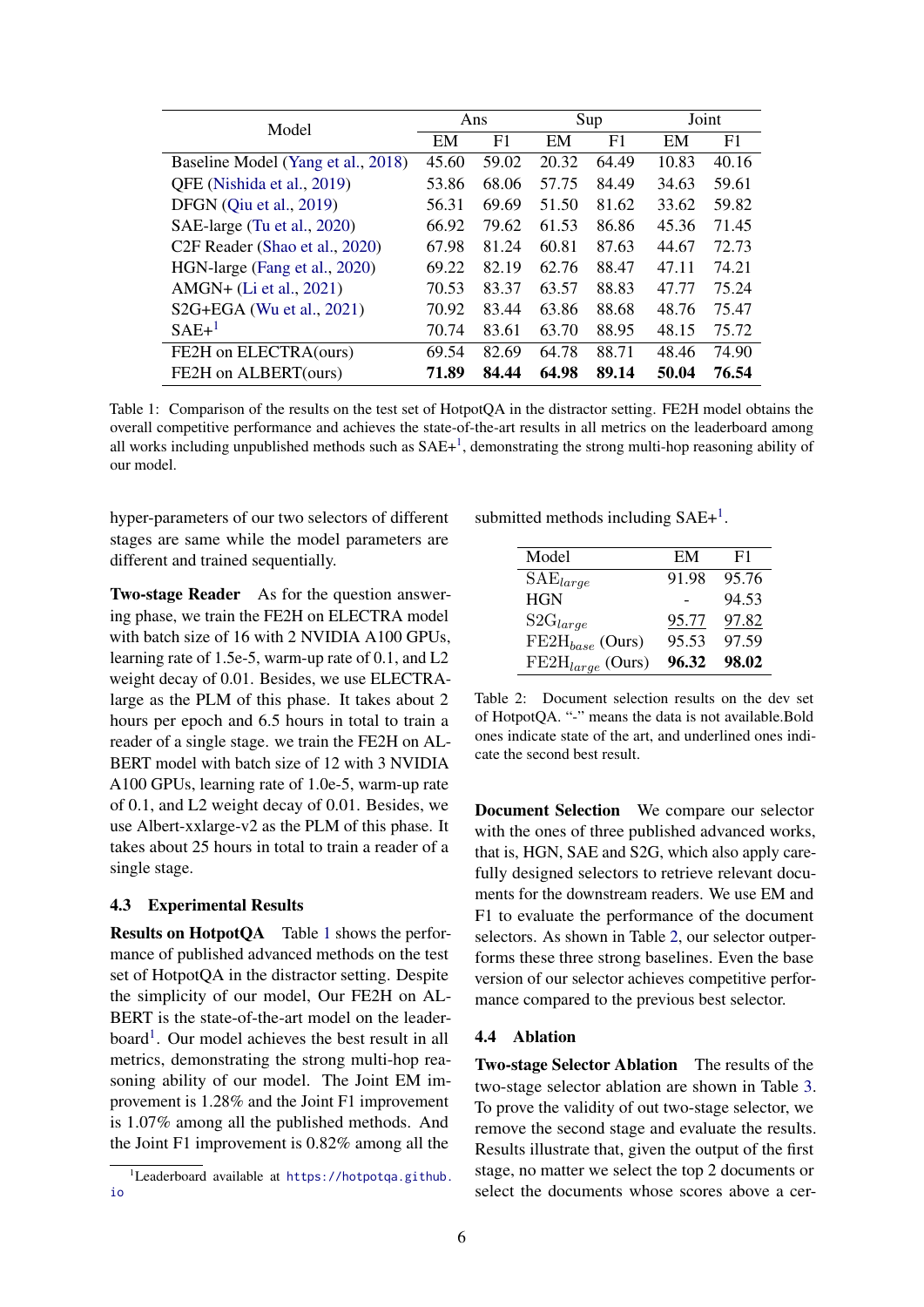| Model | Ans | | Sup | | Joint | |
|---|---|---|---|---|---|---|
| | EM | F1 | EM | F1 | EM | F1 |
| Baseline Model (Yang et al., 2018) | 45.60 | 59.02 | 20.32 | 64.49 | 10.83 | 40.16 |
| QFE (Nishida et al., 2019) | 53.86 | 68.06 | 57.75 | 84.49 | 34.63 | 59.61 |
| DFGN (Qiu et al., 2019) | 56.31 | 69.69 | 51.50 | 81.62 | 33.62 | 59.82 |
| SAE-large (Tu et al., 2020) | 66.92 | 79.62 | 61.53 | 86.86 | 45.36 | 71.45 |
| C2F Reader (Shao et al., 2020) | 67.98 | 81.24 | 60.81 | 87.63 | 44.67 | 72.73 |
| HGN-large (Fang et al., 2020) | 69.22 | 82.19 | 62.76 | 88.47 | 47.11 | 74.21 |
| AMGN+ (Li et al., 2021) | 70.53 | 83.37 | 63.57 | 88.83 | 47.77 | 75.24 |
| S2G+EGA (Wu et al., 2021) | 70.92 | 83.44 | 63.86 | 88.68 | 48.76 | 75.47 |
| SAE+[1] | 70.74 | 83.61 | 63.70 | 88.95 | 48.15 | 75.72 |
| FE2H on ELECTRA(ours) | 69.54 | 82.69 | 64.78 | 88.71 | 48.46 | 74.90 |
| FE2H on ALBERT(ours) | **71.89** | **84.44** | **64.98** | **89.14** | **50.04** | **76.54** |

Table 1: Comparison of the results on the test set of HotpotQA in the distractor setting. FE2H model obtains the overall competitive performance and achieves the state-of-the-art results in all metrics on the leaderboard among all works including unpublished methods such as SAE+[1], demonstrating the strong multi-hop reasoning ability of our model.

hyper-parameters of our two selectors of different stages are same while the model parameters are different and trained sequentially.

**Two-stage Reader** As for the question answering phase, we train the FE2H on ELECTRA model with batch size of 16 with 2 NVIDIA A100 GPUs, learning rate of 1.5e-5, warm-up rate of 0.1, and L2 weight decay of 0.01. Besides, we use ELECTRA-large as the PLM of this phase. It takes about 2 hours per epoch and 6.5 hours in total to train a reader of a single stage. we train the FE2H on ALBERT model with batch size of 12 with 3 NVIDIA A100 GPUs, learning rate of 1.0e-5, warm-up rate of 0.1, and L2 weight decay of 0.01. Besides, we use Albert-xxlarge-v2 as the PLM of this phase. It takes about 25 hours in total to train a reader of a single stage.

### 4.3 Experimental Results

**Results on HotpotQA** Table 1 shows the performance of published advanced methods on the test set of HotpotQA in the distractor setting. Despite the simplicity of our model, Our FE2H on ALBERT is the state-of-the-art model on the leaderboard[1]. Our model achieves the best result in all metrics, demonstrating the strong multi-hop reasoning ability of our model. The Joint EM improvement is 1.28% and the Joint F1 improvement is 1.07% among all the published methods. And the Joint F1 improvement is 0.82% among all the submitted methods including SAE+[1].

| Model | EM | F1 |
|---|---|---|
| $\text{SAE}_{large}$ | 91.98 | 95.76 |
| HGN | - | 94.53 |
| $\text{S2G}_{large}$ | <u>95.77</u> | <u>97.82</u> |
| $\text{FE2H}_{base}$ (Ours) | 95.53 | 97.59 |
| $\text{FE2H}_{large}$ (Ours) | **96.32** | **98.02** |

Table 2: Document selection results on the dev set of HotpotQA. "-" means the data is not available.Bold ones indicate state of the art, and underlined ones indicate the second best result.

**Document Selection** We compare our selector with the ones of three published advanced works, that is, HGN, SAE and S2G, which also apply carefully designed selectors to retrieve relevant documents for the downstream readers. We use EM and F1 to evaluate the performance of the document selectors. As shown in Table 2, our selector outperforms these three strong baselines. Even the base version of our selector achieves competitive performance compared to the previous best selector.

### 4.4 Ablation

**Two-stage Selector Ablation** The results of the two-stage selector ablation are shown in Table 3. To prove the validity of out two-stage selector, we remove the second stage and evaluate the results. Results illustrate that, given the output of the first stage, no matter we select the top 2 documents or select the documents whose scores above a cer-

[1] Leaderboard available at https://hotpotqa.github.io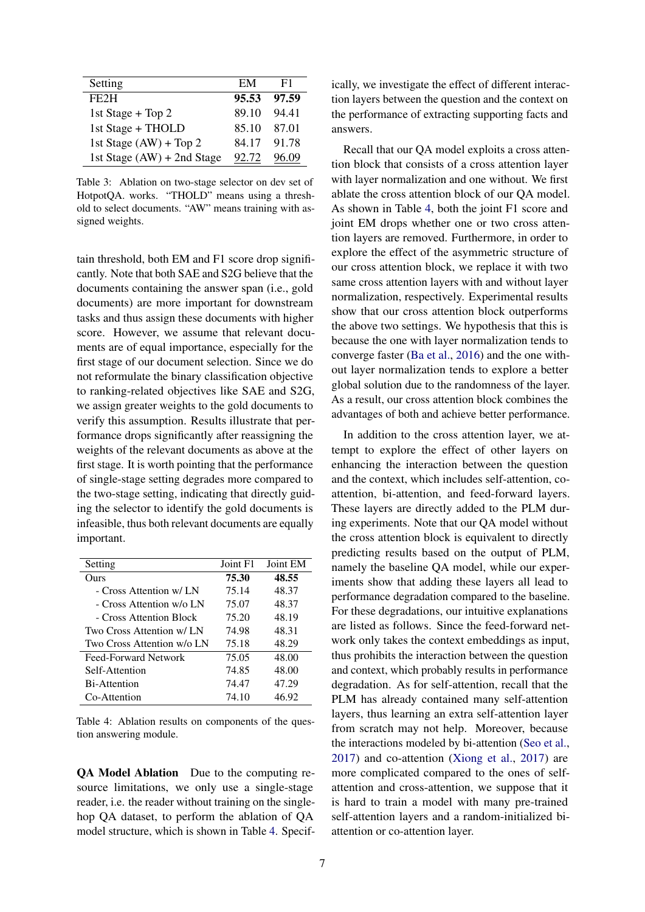| Setting | EM | F1 |
|---|---|---|
| FE2H | **95.53** | **97.59** |
| 1st Stage + Top 2 | 89.10 | 94.41 |
| 1st Stage + THOLD | 85.10 | 87.01 |
| 1st Stage (AW) + Top 2 | 84.17 | 91.78 |
| 1st Stage (AW) + 2nd Stage | 92.72 | 96.09 |

Table 3: Ablation on two-stage selector on dev set of HotpotQA. works. "THOLD" means using a threshold to select documents. "AW" means training with assigned weights.

tain threshold, both EM and F1 score drop significantly. Note that both SAE and S2G believe that the documents containing the answer span (i.e., gold documents) are more important for downstream tasks and thus assign these documents with higher score. However, we assume that relevant documents are of equal importance, especially for the first stage of our document selection. Since we do not reformulate the binary classification objective to ranking-related objectives like SAE and S2G, we assign greater weights to the gold documents to verify this assumption. Results illustrate that performance drops significantly after reassigning the weights of the relevant documents as above at the first stage. It is worth pointing that the performance of single-stage setting degrades more compared to the two-stage setting, indicating that directly guiding the selector to identify the gold documents is infeasible, thus both relevant documents are equally important.

| Setting | Joint F1 | Joint EM |
|---|---|---|
| Ours | **75.30** | **48.55** |
| - Cross Attention w/ LN | 75.14 | 48.37 |
| - Cross Attention w/o LN | 75.07 | 48.37 |
| - Cross Attention Block | 75.20 | 48.19 |
| Two Cross Attention w/ LN | 74.98 | 48.31 |
| Two Cross Attention w/o LN | 75.18 | 48.29 |
| Feed-Forward Network | 75.05 | 48.00 |
| Self-Attention | 74.85 | 48.00 |
| Bi-Attention | 74.47 | 47.29 |
| Co-Attention | 74.10 | 46.92 |

Table 4: Ablation results on components of the question answering module.

**QA Model Ablation** Due to the computing resource limitations, we only use a single-stage reader, i.e. the reader without training on the single-hop QA dataset, to perform the ablation of QA model structure, which is shown in Table 4. Specifically, we investigate the effect of different interaction layers between the question and the context on the performance of extracting supporting facts and answers.

Recall that our QA model exploits a cross attention block that consists of a cross attention layer with layer normalization and one without. We first ablate the cross attention block of our QA model. As shown in Table 4, both the joint F1 score and joint EM drops whether one or two cross attention layers are removed. Furthermore, in order to explore the effect of the asymmetric structure of our cross attention block, we replace it with two same cross attention layers with and without layer normalization, respectively. Experimental results show that our cross attention block outperforms the above two settings. We hypothesis that this is because the one with layer normalization tends to converge faster (Ba et al., 2016) and the one without layer normalization tends to explore a better global solution due to the randomness of the layer. As a result, our cross attention block combines the advantages of both and achieve better performance.

In addition to the cross attention layer, we attempt to explore the effect of other layers on enhancing the interaction between the question and the context, which includes self-attention, co-attention, bi-attention, and feed-forward layers. These layers are directly added to the PLM during experiments. Note that our QA model without the cross attention block is equivalent to directly predicting results based on the output of PLM, namely the baseline QA model, while our experiments show that adding these layers all lead to performance degradation compared to the baseline. For these degradations, our intuitive explanations are listed as follows. Since the feed-forward network only takes the context embeddings as input, thus prohibits the interaction between the question and context, which probably results in performance degradation. As for self-attention, recall that the PLM has already contained many self-attention layers, thus learning an extra self-attention layer from scratch may not help. Moreover, because the interactions modeled by bi-attention (Seo et al., 2017) and co-attention (Xiong et al., 2017) are more complicated compared to the ones of self-attention and cross-attention, we suppose that it is hard to train a model with many pre-trained self-attention layers and a random-initialized bi-attention or co-attention layer.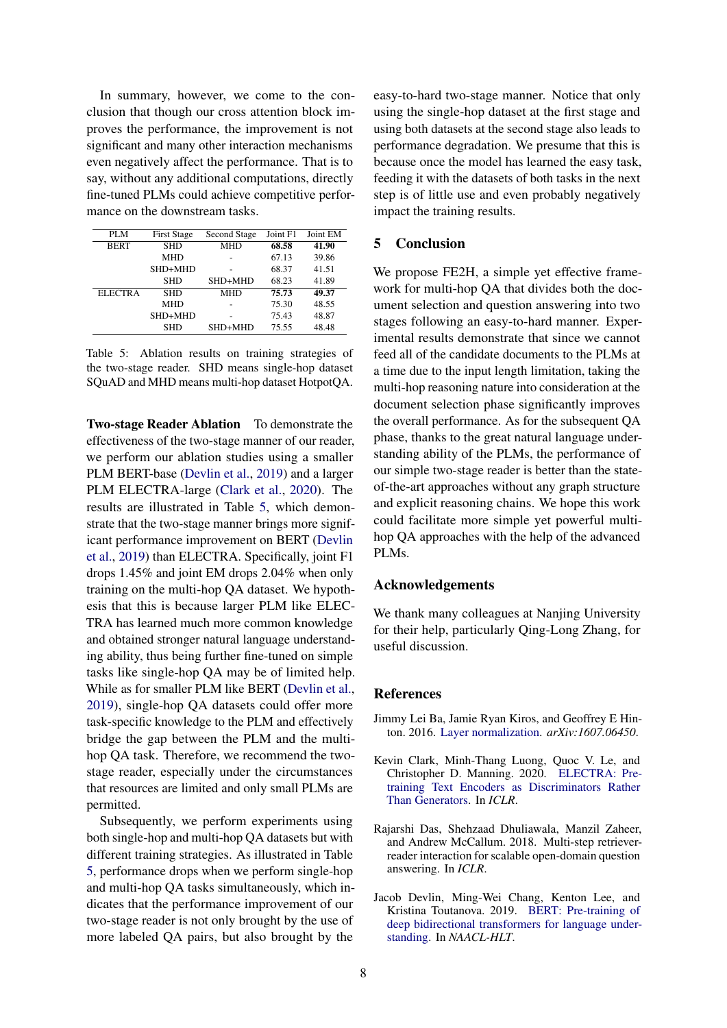In summary, however, we come to the conclusion that though our cross attention block improves the performance, the improvement is not significant and many other interaction mechanisms even negatively affect the performance. That is to say, without any additional computations, directly fine-tuned PLMs could achieve competitive performance on the downstream tasks.

| PLM | First Stage | Second Stage | Joint F1 | Joint EM |
|---|---|---|---|---|
| BERT | SHD | MHD | **68.58** | **41.90** |
| | MHD | - | 67.13 | 39.86 |
| | SHD+MHD | - | 68.37 | 41.51 |
| | SHD | SHD+MHD | 68.23 | 41.89 |
| ELECTRA | SHD | MHD | **75.73** | **49.37** |
| | MHD | - | 75.30 | 48.55 |
| | SHD+MHD | - | 75.43 | 48.87 |
| | SHD | SHD+MHD | 75.55 | 48.48 |

Table 5: Ablation results on training strategies of the two-stage reader. SHD means single-hop dataset SQuAD and MHD means multi-hop dataset HotpotQA.

**Two-stage Reader Ablation** To demonstrate the effectiveness of the two-stage manner of our reader, we perform our ablation studies using a smaller PLM BERT-base (Devlin et al., 2019) and a larger PLM ELECTRA-large (Clark et al., 2020). The results are illustrated in Table 5, which demonstrate that the two-stage manner brings more significant performance improvement on BERT (Devlin et al., 2019) than ELECTRA. Specifically, joint F1 drops 1.45% and joint EM drops 2.04% when only training on the multi-hop QA dataset. We hypothesis that this is because larger PLM like ELECTRA has learned much more common knowledge and obtained stronger natural language understanding ability, thus being further fine-tuned on simple tasks like single-hop QA may be of limited help. While as for smaller PLM like BERT (Devlin et al., 2019), single-hop QA datasets could offer more task-specific knowledge to the PLM and effectively bridge the gap between the PLM and the multi-hop QA task. Therefore, we recommend the two-stage reader, especially under the circumstances that resources are limited and only small PLMs are permitted.

Subsequently, we perform experiments using both single-hop and multi-hop QA datasets but with different training strategies. As illustrated in Table 5, performance drops when we perform single-hop and multi-hop QA tasks simultaneously, which indicates that the performance improvement of our two-stage reader is not only brought by the use of more labeled QA pairs, but also brought by the easy-to-hard two-stage manner. Notice that only using the single-hop dataset at the first stage and using both datasets at the second stage also leads to performance degradation. We presume that this is because once the model has learned the easy task, feeding it with the datasets of both tasks in the next step is of little use and even probably negatively impact the training results.

## 5 Conclusion

We propose FE2H, a simple yet effective framework for multi-hop QA that divides both the document selection and question answering into two stages following an easy-to-hard manner. Experimental results demonstrate that since we cannot feed all of the candidate documents to the PLMs at a time due to the input length limitation, taking the multi-hop reasoning nature into consideration at the document selection phase significantly improves the overall performance. As for the subsequent QA phase, thanks to the great natural language understanding ability of the PLMs, the performance of our simple two-stage reader is better than the state-of-the-art approaches without any graph structure and explicit reasoning chains. We hope this work could facilitate more simple yet powerful multi-hop QA approaches with the help of the advanced PLMs.

## Acknowledgements

We thank many colleagues at Nanjing University for their help, particularly Qing-Long Zhang, for useful discussion.

## References

Jimmy Lei Ba, Jamie Ryan Kiros, and Geoffrey E Hinton. 2016. Layer normalization. *arXiv:1607.06450*.

Kevin Clark, Minh-Thang Luong, Quoc V. Le, and Christopher D. Manning. 2020. ELECTRA: Pre-training Text Encoders as Discriminators Rather Than Generators. In *ICLR*.

Rajarshi Das, Shehzaad Dhuliawala, Manzil Zaheer, and Andrew McCallum. 2018. Multi-step retriever-reader interaction for scalable open-domain question answering. In *ICLR*.

Jacob Devlin, Ming-Wei Chang, Kenton Lee, and Kristina Toutanova. 2019. BERT: Pre-training of deep bidirectional transformers for language understanding. In *NAACL-HLT*.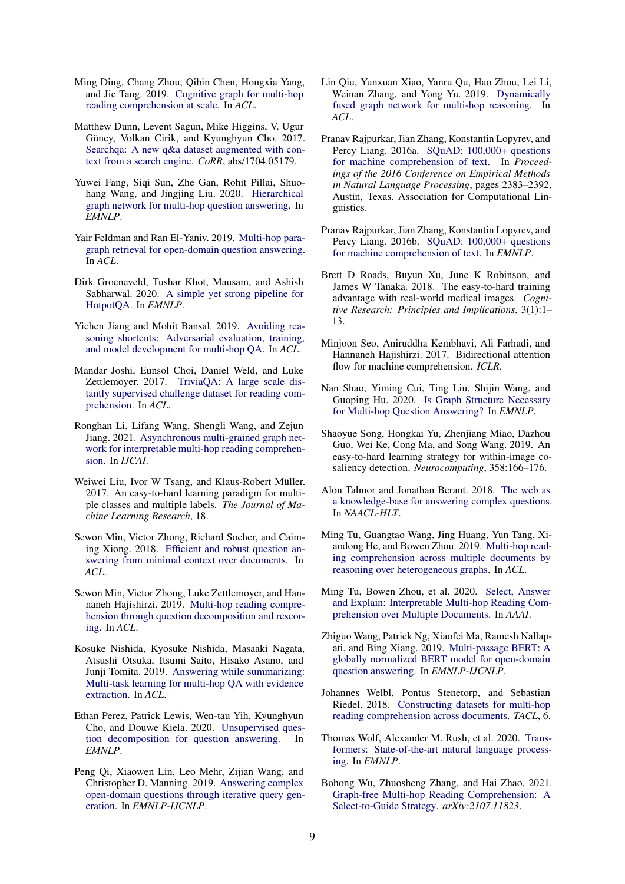Ming Ding, Chang Zhou, Qibin Chen, Hongxia Yang, and Jie Tang. 2019. Cognitive graph for multi-hop reading comprehension at scale. In *ACL*.

Matthew Dunn, Levent Sagun, Mike Higgins, V. Ugur Güney, Volkan Cirik, and Kyunghyun Cho. 2017. Searchqa: A new q&a dataset augmented with context from a search engine. *CoRR*, abs/1704.05179.

Yuwei Fang, Siqi Sun, Zhe Gan, Rohit Pillai, Shuohang Wang, and Jingjing Liu. 2020. Hierarchical graph network for multi-hop question answering. In *EMNLP*.

Yair Feldman and Ran El-Yaniv. 2019. Multi-hop paragraph retrieval for open-domain question answering. In *ACL*.

Dirk Groeneveld, Tushar Khot, Mausam, and Ashish Sabharwal. 2020. A simple yet strong pipeline for HotpotQA. In *EMNLP*.

Yichen Jiang and Mohit Bansal. 2019. Avoiding reasoning shortcuts: Adversarial evaluation, training, and model development for multi-hop QA. In *ACL*.

Mandar Joshi, Eunsol Choi, Daniel Weld, and Luke Zettlemoyer. 2017. TriviaQA: A large scale distantly supervised challenge dataset for reading comprehension. In *ACL*.

Ronghan Li, Lifang Wang, Shengli Wang, and Zejun Jiang. 2021. Asynchronous multi-grained graph network for interpretable multi-hop reading comprehension. In *IJCAI*.

Weiwei Liu, Ivor W Tsang, and Klaus-Robert Müller. 2017. An easy-to-hard learning paradigm for multiple classes and multiple labels. *The Journal of Machine Learning Research*, 18.

Sewon Min, Victor Zhong, Richard Socher, and Caiming Xiong. 2018. Efficient and robust question answering from minimal context over documents. In *ACL*.

Sewon Min, Victor Zhong, Luke Zettlemoyer, and Hannaneh Hajishirzi. 2019. Multi-hop reading comprehension through question decomposition and rescoring. In *ACL*.

Kosuke Nishida, Kyosuke Nishida, Masaaki Nagata, Atsushi Otsuka, Itsumi Saito, Hisako Asano, and Junji Tomita. 2019. Answering while summarizing: Multi-task learning for multi-hop QA with evidence extraction. In *ACL*.

Ethan Perez, Patrick Lewis, Wen-tau Yih, Kyunghyun Cho, and Douwe Kiela. 2020. Unsupervised question decomposition for question answering. In *EMNLP*.

Peng Qi, Xiaowen Lin, Leo Mehr, Zijian Wang, and Christopher D. Manning. 2019. Answering complex open-domain questions through iterative query generation. In *EMNLP-IJCNLP*.

Lin Qiu, Yunxuan Xiao, Yanru Qu, Hao Zhou, Lei Li, Weinan Zhang, and Yong Yu. 2019. Dynamically fused graph network for multi-hop reasoning. In *ACL*.

Pranav Rajpurkar, Jian Zhang, Konstantin Lopyrev, and Percy Liang. 2016a. SQuAD: 100,000+ questions for machine comprehension of text. In *Proceedings of the 2016 Conference on Empirical Methods in Natural Language Processing*, pages 2383–2392, Austin, Texas. Association for Computational Linguistics.

Pranav Rajpurkar, Jian Zhang, Konstantin Lopyrev, and Percy Liang. 2016b. SQuAD: 100,000+ questions for machine comprehension of text. In *EMNLP*.

Brett D Roads, Buyun Xu, June K Robinson, and James W Tanaka. 2018. The easy-to-hard training advantage with real-world medical images. *Cognitive Research: Principles and Implications*, 3(1):1–13.

Minjoon Seo, Aniruddha Kembhavi, Ali Farhadi, and Hannaneh Hajishirzi. 2017. Bidirectional attention flow for machine comprehension. *ICLR*.

Nan Shao, Yiming Cui, Ting Liu, Shijin Wang, and Guoping Hu. 2020. Is Graph Structure Necessary for Multi-hop Question Answering? In *EMNLP*.

Shaoyue Song, Hongkai Yu, Zhenjiang Miao, Dazhou Guo, Wei Ke, Cong Ma, and Song Wang. 2019. An easy-to-hard learning strategy for within-image co-saliency detection. *Neurocomputing*, 358:166–176.

Alon Talmor and Jonathan Berant. 2018. The web as a knowledge-base for answering complex questions. In *NAACL-HLT*.

Ming Tu, Guangtao Wang, Jing Huang, Yun Tang, Xiaodong He, and Bowen Zhou. 2019. Multi-hop reading comprehension across multiple documents by reasoning over heterogeneous graphs. In *ACL*.

Ming Tu, Bowen Zhou, et al. 2020. Select, Answer and Explain: Interpretable Multi-hop Reading Comprehension over Multiple Documents. In *AAAI*.

Zhiguo Wang, Patrick Ng, Xiaofei Ma, Ramesh Nallapati, and Bing Xiang. 2019. Multi-passage BERT: A globally normalized BERT model for open-domain question answering. In *EMNLP-IJCNLP*.

Johannes Welbl, Pontus Stenetorp, and Sebastian Riedel. 2018. Constructing datasets for multi-hop reading comprehension across documents. *TACL*, 6.

Thomas Wolf, Alexander M. Rush, et al. 2020. Transformers: State-of-the-art natural language processing. In *EMNLP*.

Bohong Wu, Zhuosheng Zhang, and Hai Zhao. 2021. Graph-free Multi-hop Reading Comprehension: A Select-to-Guide Strategy. *arXiv:2107.11823*.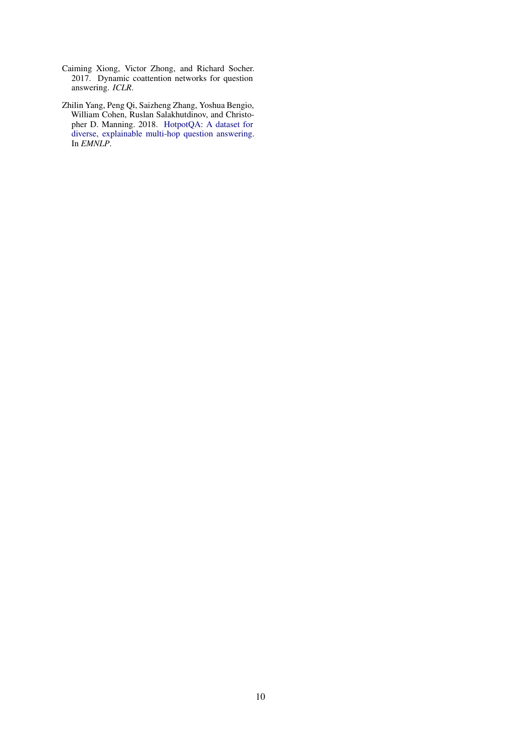Caiming Xiong, Victor Zhong, and Richard Socher. 2017. Dynamic coattention networks for question answering. *ICLR*.

Zhilin Yang, Peng Qi, Saizheng Zhang, Yoshua Bengio, William Cohen, Ruslan Salakhutdinov, and Christopher D. Manning. 2018. HotpotQA: A dataset for diverse, explainable multi-hop question answering. In *EMNLP*.